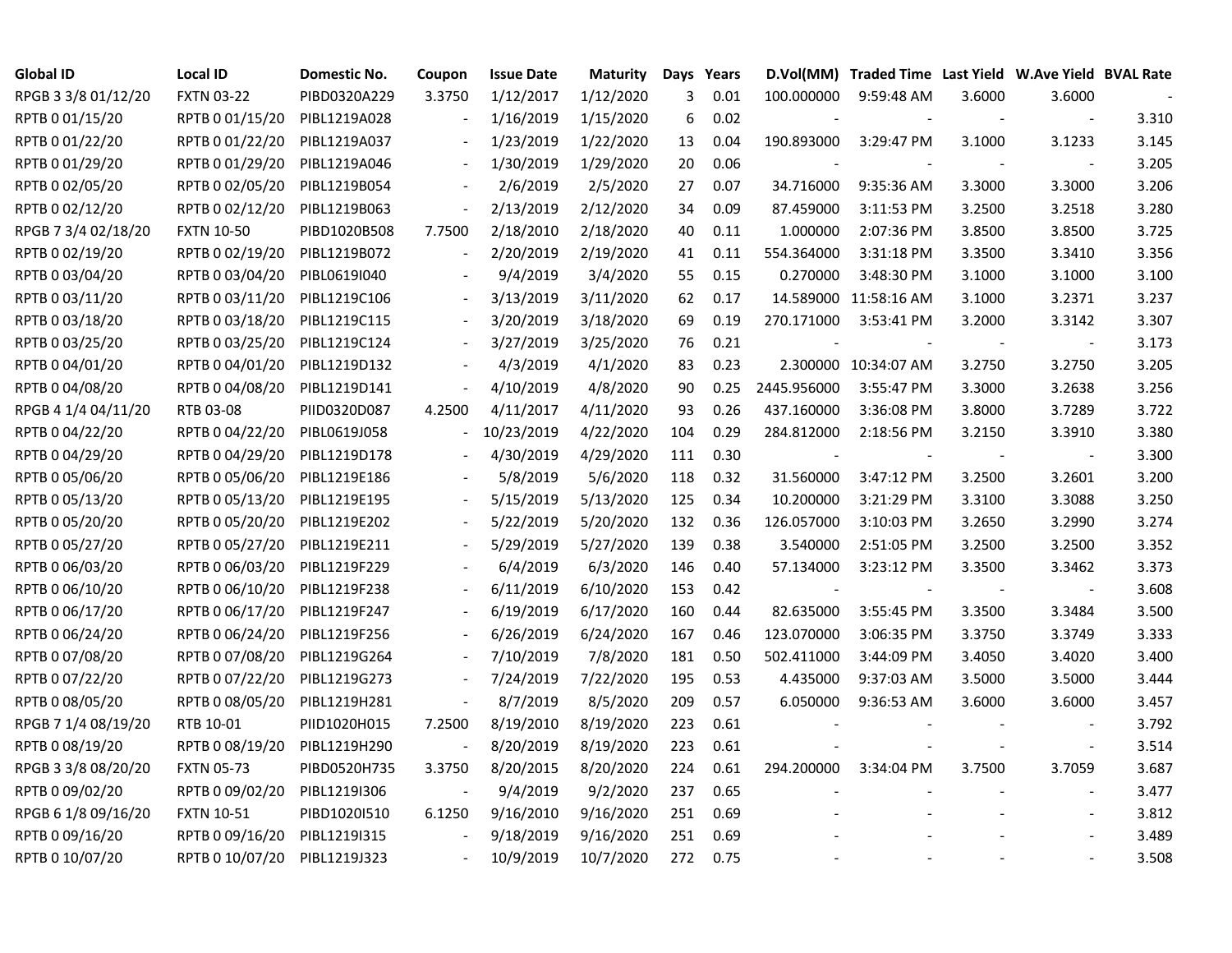| Global ID | Local ID | Domestic No. | Coupon | Issue Date | Maturity | Days | Years | D.Vol(MM) | Traded Time | Last Yield | W.Ave Yield | BVAL Rate |
|---|---|---|---|---|---|---|---|---|---|---|---|---|
| RPGB 3 3/8 01/12/20 | FXTN 03-22 | PIBD0320A229 | 3.3750 | 1/12/2017 | 1/12/2020 | 3 | 0.01 | 100.000000 | 9:59:48 AM | 3.6000 | 3.6000 | - |
| RPTB 0 01/15/20 | RPTB 0 01/15/20 | PIBL1219A028 | - | 1/16/2019 | 1/15/2020 | 6 | 0.02 | - | - | - | - | 3.310 |
| RPTB 0 01/22/20 | RPTB 0 01/22/20 | PIBL1219A037 | - | 1/23/2019 | 1/22/2020 | 13 | 0.04 | 190.893000 | 3:29:47 PM | 3.1000 | 3.1233 | 3.145 |
| RPTB 0 01/29/20 | RPTB 0 01/29/20 | PIBL1219A046 | - | 1/30/2019 | 1/29/2020 | 20 | 0.06 | - | - | - | - | 3.205 |
| RPTB 0 02/05/20 | RPTB 0 02/05/20 | PIBL1219B054 | - | 2/6/2019 | 2/5/2020 | 27 | 0.07 | 34.716000 | 9:35:36 AM | 3.3000 | 3.3000 | 3.206 |
| RPTB 0 02/12/20 | RPTB 0 02/12/20 | PIBL1219B063 | - | 2/13/2019 | 2/12/2020 | 34 | 0.09 | 87.459000 | 3:11:53 PM | 3.2500 | 3.2518 | 3.280 |
| RPGB 7 3/4 02/18/20 | FXTN 10-50 | PIBD1020B508 | 7.7500 | 2/18/2010 | 2/18/2020 | 40 | 0.11 | 1.000000 | 2:07:36 PM | 3.8500 | 3.8500 | 3.725 |
| RPTB 0 02/19/20 | RPTB 0 02/19/20 | PIBL1219B072 | - | 2/20/2019 | 2/19/2020 | 41 | 0.11 | 554.364000 | 3:31:18 PM | 3.3500 | 3.3410 | 3.356 |
| RPTB 0 03/04/20 | RPTB 0 03/04/20 | PIBL0619I040 | - | 9/4/2019 | 3/4/2020 | 55 | 0.15 | 0.270000 | 3:48:30 PM | 3.1000 | 3.1000 | 3.100 |
| RPTB 0 03/11/20 | RPTB 0 03/11/20 | PIBL1219C106 | - | 3/13/2019 | 3/11/2020 | 62 | 0.17 | 14.589000 | 11:58:16 AM | 3.1000 | 3.2371 | 3.237 |
| RPTB 0 03/18/20 | RPTB 0 03/18/20 | PIBL1219C115 | - | 3/20/2019 | 3/18/2020 | 69 | 0.19 | 270.171000 | 3:53:41 PM | 3.2000 | 3.3142 | 3.307 |
| RPTB 0 03/25/20 | RPTB 0 03/25/20 | PIBL1219C124 | - | 3/27/2019 | 3/25/2020 | 76 | 0.21 | - | - | - | - | 3.173 |
| RPTB 0 04/01/20 | RPTB 0 04/01/20 | PIBL1219D132 | - | 4/3/2019 | 4/1/2020 | 83 | 0.23 | 2.300000 | 10:34:07 AM | 3.2750 | 3.2750 | 3.205 |
| RPTB 0 04/08/20 | RPTB 0 04/08/20 | PIBL1219D141 | - | 4/10/2019 | 4/8/2020 | 90 | 0.25 | 2445.956000 | 3:55:47 PM | 3.3000 | 3.2638 | 3.256 |
| RPGB 4 1/4 04/11/20 | RTB 03-08 | PIID0320D087 | 4.2500 | 4/11/2017 | 4/11/2020 | 93 | 0.26 | 437.160000 | 3:36:08 PM | 3.8000 | 3.7289 | 3.722 |
| RPTB 0 04/22/20 | RPTB 0 04/22/20 | PIBL0619J058 | - | 10/23/2019 | 4/22/2020 | 104 | 0.29 | 284.812000 | 2:18:56 PM | 3.2150 | 3.3910 | 3.380 |
| RPTB 0 04/29/20 | RPTB 0 04/29/20 | PIBL1219D178 | - | 4/30/2019 | 4/29/2020 | 111 | 0.30 | - | - | - | - | 3.300 |
| RPTB 0 05/06/20 | RPTB 0 05/06/20 | PIBL1219E186 | - | 5/8/2019 | 5/6/2020 | 118 | 0.32 | 31.560000 | 3:47:12 PM | 3.2500 | 3.2601 | 3.200 |
| RPTB 0 05/13/20 | RPTB 0 05/13/20 | PIBL1219E195 | - | 5/15/2019 | 5/13/2020 | 125 | 0.34 | 10.200000 | 3:21:29 PM | 3.3100 | 3.3088 | 3.250 |
| RPTB 0 05/20/20 | RPTB 0 05/20/20 | PIBL1219E202 | - | 5/22/2019 | 5/20/2020 | 132 | 0.36 | 126.057000 | 3:10:03 PM | 3.2650 | 3.2990 | 3.274 |
| RPTB 0 05/27/20 | RPTB 0 05/27/20 | PIBL1219E211 | - | 5/29/2019 | 5/27/2020 | 139 | 0.38 | 3.540000 | 2:51:05 PM | 3.2500 | 3.2500 | 3.352 |
| RPTB 0 06/03/20 | RPTB 0 06/03/20 | PIBL1219F229 | - | 6/4/2019 | 6/3/2020 | 146 | 0.40 | 57.134000 | 3:23:12 PM | 3.3500 | 3.3462 | 3.373 |
| RPTB 0 06/10/20 | RPTB 0 06/10/20 | PIBL1219F238 | - | 6/11/2019 | 6/10/2020 | 153 | 0.42 | - | - | - | - | 3.608 |
| RPTB 0 06/17/20 | RPTB 0 06/17/20 | PIBL1219F247 | - | 6/19/2019 | 6/17/2020 | 160 | 0.44 | 82.635000 | 3:55:45 PM | 3.3500 | 3.3484 | 3.500 |
| RPTB 0 06/24/20 | RPTB 0 06/24/20 | PIBL1219F256 | - | 6/26/2019 | 6/24/2020 | 167 | 0.46 | 123.070000 | 3:06:35 PM | 3.3750 | 3.3749 | 3.333 |
| RPTB 0 07/08/20 | RPTB 0 07/08/20 | PIBL1219G264 | - | 7/10/2019 | 7/8/2020 | 181 | 0.50 | 502.411000 | 3:44:09 PM | 3.4050 | 3.4020 | 3.400 |
| RPTB 0 07/22/20 | RPTB 0 07/22/20 | PIBL1219G273 | - | 7/24/2019 | 7/22/2020 | 195 | 0.53 | 4.435000 | 9:37:03 AM | 3.5000 | 3.5000 | 3.444 |
| RPTB 0 08/05/20 | RPTB 0 08/05/20 | PIBL1219H281 | - | 8/7/2019 | 8/5/2020 | 209 | 0.57 | 6.050000 | 9:36:53 AM | 3.6000 | 3.6000 | 3.457 |
| RPGB 7 1/4 08/19/20 | RTB 10-01 | PIID1020H015 | 7.2500 | 8/19/2010 | 8/19/2020 | 223 | 0.61 | - | - | - | - | 3.792 |
| RPTB 0 08/19/20 | RPTB 0 08/19/20 | PIBL1219H290 | - | 8/20/2019 | 8/19/2020 | 223 | 0.61 | - | - | - | - | 3.514 |
| RPGB 3 3/8 08/20/20 | FXTN 05-73 | PIBD0520H735 | 3.3750 | 8/20/2015 | 8/20/2020 | 224 | 0.61 | 294.200000 | 3:34:04 PM | 3.7500 | 3.7059 | 3.687 |
| RPTB 0 09/02/20 | RPTB 0 09/02/20 | PIBL1219I306 | - | 9/4/2019 | 9/2/2020 | 237 | 0.65 | - | - | - | - | 3.477 |
| RPGB 6 1/8 09/16/20 | FXTN 10-51 | PIBD1020I510 | 6.1250 | 9/16/2010 | 9/16/2020 | 251 | 0.69 | - | - | - | - | 3.812 |
| RPTB 0 09/16/20 | RPTB 0 09/16/20 | PIBL1219I315 | - | 9/18/2019 | 9/16/2020 | 251 | 0.69 | - | - | - | - | 3.489 |
| RPTB 0 10/07/20 | RPTB 0 10/07/20 | PIBL1219J323 | - | 10/9/2019 | 10/7/2020 | 272 | 0.75 | - | - | - | - | 3.508 |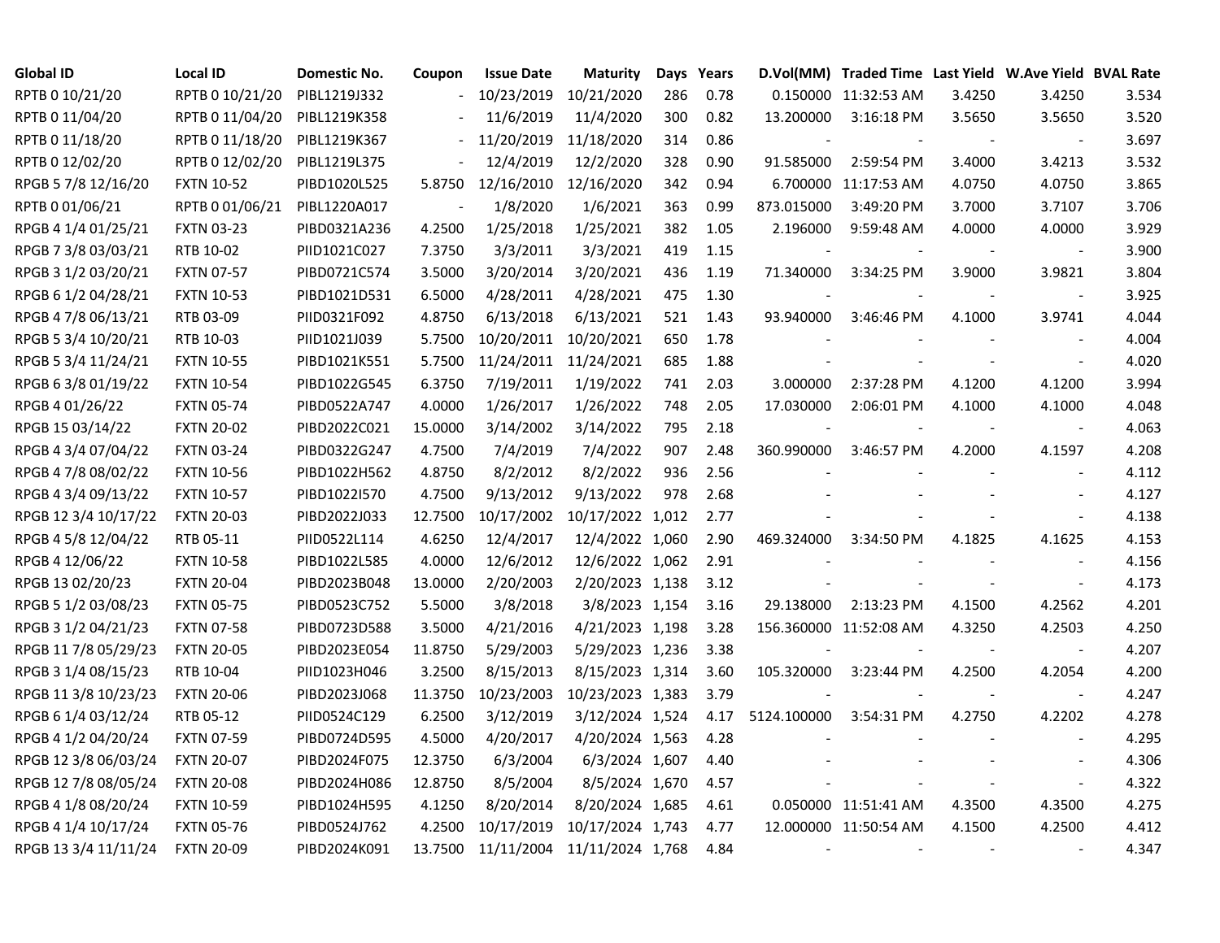| Global ID | Local ID | Domestic No. | Coupon | Issue Date | Maturity | Days | Years | D.Vol(MM) | Traded Time | Last Yield | W.Ave Yield | BVAL Rate |
|---|---|---|---|---|---|---|---|---|---|---|---|---|
| RPTB 0 10/21/20 | RPTB 0 10/21/20 | PIBL1219J332 | - | 10/23/2019 | 10/21/2020 | 286 | 0.78 | 0.150000 | 11:32:53 AM | 3.4250 | 3.4250 | 3.534 |
| RPTB 0 11/04/20 | RPTB 0 11/04/20 | PIBL1219K358 | - | 11/6/2019 | 11/4/2020 | 300 | 0.82 | 13.200000 | 3:16:18 PM | 3.5650 | 3.5650 | 3.520 |
| RPTB 0 11/18/20 | RPTB 0 11/18/20 | PIBL1219K367 | - | 11/20/2019 | 11/18/2020 | 314 | 0.86 | - | - | - | - | 3.697 |
| RPTB 0 12/02/20 | RPTB 0 12/02/20 | PIBL1219L375 | - | 12/4/2019 | 12/2/2020 | 328 | 0.90 | 91.585000 | 2:59:54 PM | 3.4000 | 3.4213 | 3.532 |
| RPGB 5 7/8 12/16/20 | FXTN 10-52 | PIBD1020L525 | 5.8750 | 12/16/2010 | 12/16/2020 | 342 | 0.94 | 6.700000 | 11:17:53 AM | 4.0750 | 4.0750 | 3.865 |
| RPTB 0 01/06/21 | RPTB 0 01/06/21 | PIBL1220A017 | - | 1/8/2020 | 1/6/2021 | 363 | 0.99 | 873.015000 | 3:49:20 PM | 3.7000 | 3.7107 | 3.706 |
| RPGB 4 1/4 01/25/21 | FXTN 03-23 | PIBD0321A236 | 4.2500 | 1/25/2018 | 1/25/2021 | 382 | 1.05 | 2.196000 | 9:59:48 AM | 4.0000 | 4.0000 | 3.929 |
| RPGB 7 3/8 03/03/21 | RTB 10-02 | PIID1021C027 | 7.3750 | 3/3/2011 | 3/3/2021 | 419 | 1.15 | - | - | - | - | 3.900 |
| RPGB 3 1/2 03/20/21 | FXTN 07-57 | PIBD0721C574 | 3.5000 | 3/20/2014 | 3/20/2021 | 436 | 1.19 | 71.340000 | 3:34:25 PM | 3.9000 | 3.9821 | 3.804 |
| RPGB 6 1/2 04/28/21 | FXTN 10-53 | PIBD1021D531 | 6.5000 | 4/28/2011 | 4/28/2021 | 475 | 1.30 | - | - | - | - | 3.925 |
| RPGB 4 7/8 06/13/21 | RTB 03-09 | PIID0321F092 | 4.8750 | 6/13/2018 | 6/13/2021 | 521 | 1.43 | 93.940000 | 3:46:46 PM | 4.1000 | 3.9741 | 4.044 |
| RPGB 5 3/4 10/20/21 | RTB 10-03 | PIID1021J039 | 5.7500 | 10/20/2011 | 10/20/2021 | 650 | 1.78 | - | - | - | - | 4.004 |
| RPGB 5 3/4 11/24/21 | FXTN 10-55 | PIBD1021K551 | 5.7500 | 11/24/2011 | 11/24/2021 | 685 | 1.88 | - | - | - | - | 4.020 |
| RPGB 6 3/8 01/19/22 | FXTN 10-54 | PIBD1022G545 | 6.3750 | 7/19/2011 | 1/19/2022 | 741 | 2.03 | 3.000000 | 2:37:28 PM | 4.1200 | 4.1200 | 3.994 |
| RPGB 4 01/26/22 | FXTN 05-74 | PIBD0522A747 | 4.0000 | 1/26/2017 | 1/26/2022 | 748 | 2.05 | 17.030000 | 2:06:01 PM | 4.1000 | 4.1000 | 4.048 |
| RPGB 15 03/14/22 | FXTN 20-02 | PIBD2022C021 | 15.0000 | 3/14/2002 | 3/14/2022 | 795 | 2.18 | - | - | - | - | 4.063 |
| RPGB 4 3/4 07/04/22 | FXTN 03-24 | PIBD0322G247 | 4.7500 | 7/4/2019 | 7/4/2022 | 907 | 2.48 | 360.990000 | 3:46:57 PM | 4.2000 | 4.1597 | 4.208 |
| RPGB 4 7/8 08/02/22 | FXTN 10-56 | PIBD1022H562 | 4.8750 | 8/2/2012 | 8/2/2022 | 936 | 2.56 | - | - | - | - | 4.112 |
| RPGB 4 3/4 09/13/22 | FXTN 10-57 | PIBD1022I570 | 4.7500 | 9/13/2012 | 9/13/2022 | 978 | 2.68 | - | - | - | - | 4.127 |
| RPGB 12 3/4 10/17/22 | FXTN 20-03 | PIBD2022J033 | 12.7500 | 10/17/2002 | 10/17/2022 | 1,012 | 2.77 | - | - | - | - | 4.138 |
| RPGB 4 5/8 12/04/22 | RTB 05-11 | PIID0522L114 | 4.6250 | 12/4/2017 | 12/4/2022 | 1,060 | 2.90 | 469.324000 | 3:34:50 PM | 4.1825 | 4.1625 | 4.153 |
| RPGB 4 12/06/22 | FXTN 10-58 | PIBD1022L585 | 4.0000 | 12/6/2012 | 12/6/2022 | 1,062 | 2.91 | - | - | - | - | 4.156 |
| RPGB 13 02/20/23 | FXTN 20-04 | PIBD2023B048 | 13.0000 | 2/20/2003 | 2/20/2023 | 1,138 | 3.12 | - | - | - | - | 4.173 |
| RPGB 5 1/2 03/08/23 | FXTN 05-75 | PIBD0523C752 | 5.5000 | 3/8/2018 | 3/8/2023 | 1,154 | 3.16 | 29.138000 | 2:13:23 PM | 4.1500 | 4.2562 | 4.201 |
| RPGB 3 1/2 04/21/23 | FXTN 07-58 | PIBD0723D588 | 3.5000 | 4/21/2016 | 4/21/2023 | 1,198 | 3.28 | 156.360000 | 11:52:08 AM | 4.3250 | 4.2503 | 4.250 |
| RPGB 11 7/8 05/29/23 | FXTN 20-05 | PIBD2023E054 | 11.8750 | 5/29/2003 | 5/29/2023 | 1,236 | 3.38 | - | - | - | - | 4.207 |
| RPGB 3 1/4 08/15/23 | RTB 10-04 | PIID1023H046 | 3.2500 | 8/15/2013 | 8/15/2023 | 1,314 | 3.60 | 105.320000 | 3:23:44 PM | 4.2500 | 4.2054 | 4.200 |
| RPGB 11 3/8 10/23/23 | FXTN 20-06 | PIBD2023J068 | 11.3750 | 10/23/2003 | 10/23/2023 | 1,383 | 3.79 | - | - | - | - | 4.247 |
| RPGB 6 1/4 03/12/24 | RTB 05-12 | PIID0524C129 | 6.2500 | 3/12/2019 | 3/12/2024 | 1,524 | 4.17 | 5124.100000 | 3:54:31 PM | 4.2750 | 4.2202 | 4.278 |
| RPGB 4 1/2 04/20/24 | FXTN 07-59 | PIBD0724D595 | 4.5000 | 4/20/2017 | 4/20/2024 | 1,563 | 4.28 | - | - | - | - | 4.295 |
| RPGB 12 3/8 06/03/24 | FXTN 20-07 | PIBD2024F075 | 12.3750 | 6/3/2004 | 6/3/2024 | 1,607 | 4.40 | - | - | - | - | 4.306 |
| RPGB 12 7/8 08/05/24 | FXTN 20-08 | PIBD2024H086 | 12.8750 | 8/5/2004 | 8/5/2024 | 1,670 | 4.57 | - | - | - | - | 4.322 |
| RPGB 4 1/8 08/20/24 | FXTN 10-59 | PIBD1024H595 | 4.1250 | 8/20/2014 | 8/20/2024 | 1,685 | 4.61 | 0.050000 | 11:51:41 AM | 4.3500 | 4.3500 | 4.275 |
| RPGB 4 1/4 10/17/24 | FXTN 05-76 | PIBD0524J762 | 4.2500 | 10/17/2019 | 10/17/2024 | 1,743 | 4.77 | 12.000000 | 11:50:54 AM | 4.1500 | 4.2500 | 4.412 |
| RPGB 13 3/4 11/11/24 | FXTN 20-09 | PIBD2024K091 | 13.7500 | 11/11/2004 | 11/11/2024 | 1,768 | 4.84 | - | - | - | - | 4.347 |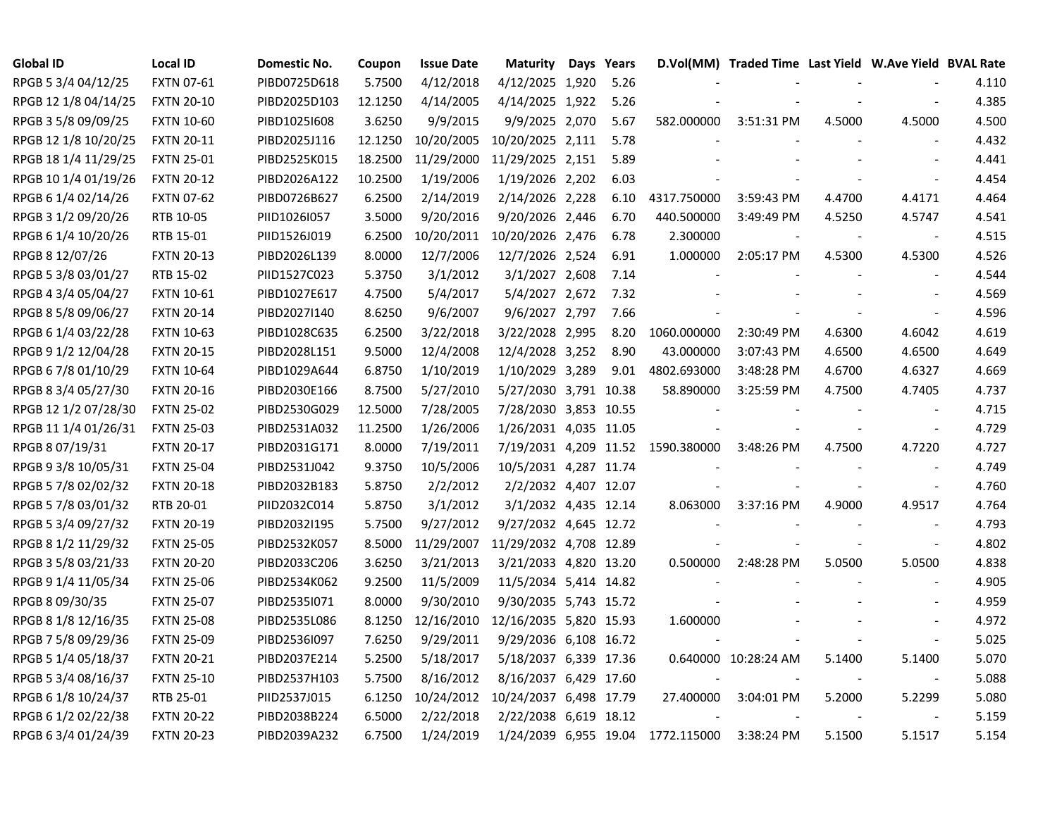| Global ID | Local ID | Domestic No. | Coupon | Issue Date | Maturity | Days | Years | D.Vol(MM) | Traded Time | Last Yield | W.Ave Yield | BVAL Rate |
|---|---|---|---|---|---|---|---|---|---|---|---|---|
| RPGB 5 3/4 04/12/25 | FXTN 07-61 | PIBD0725D618 | 5.7500 | 4/12/2018 | 4/12/2025 | 1,920 | 5.26 | - | - | - | - | 4.110 |
| RPGB 12 1/8 04/14/25 | FXTN 20-10 | PIBD2025D103 | 12.1250 | 4/14/2005 | 4/14/2025 | 1,922 | 5.26 | - | - | - | - | 4.385 |
| RPGB 3 5/8 09/09/25 | FXTN 10-60 | PIBD1025I608 | 3.6250 | 9/9/2015 | 9/9/2025 | 2,070 | 5.67 | 582.000000 | 3:51:31 PM | 4.5000 | 4.5000 | 4.500 |
| RPGB 12 1/8 10/20/25 | FXTN 20-11 | PIBD2025J116 | 12.1250 | 10/20/2005 | 10/20/2025 | 2,111 | 5.78 | - | - | - | - | 4.432 |
| RPGB 18 1/4 11/29/25 | FXTN 25-01 | PIBD2525K015 | 18.2500 | 11/29/2000 | 11/29/2025 | 2,151 | 5.89 | - | - | - | - | 4.441 |
| RPGB 10 1/4 01/19/26 | FXTN 20-12 | PIBD2026A122 | 10.2500 | 1/19/2006 | 1/19/2026 | 2,202 | 6.03 | - | - | - | - | 4.454 |
| RPGB 6 1/4 02/14/26 | FXTN 07-62 | PIBD0726B627 | 6.2500 | 2/14/2019 | 2/14/2026 | 2,228 | 6.10 | 4317.750000 | 3:59:43 PM | 4.4700 | 4.4171 | 4.464 |
| RPGB 3 1/2 09/20/26 | RTB 10-05 | PIID1026I057 | 3.5000 | 9/20/2016 | 9/20/2026 | 2,446 | 6.70 | 440.500000 | 3:49:49 PM | 4.5250 | 4.5747 | 4.541 |
| RPGB 6 1/4 10/20/26 | RTB 15-01 | PIID1526J019 | 6.2500 | 10/20/2011 | 10/20/2026 | 2,476 | 6.78 | 2.300000 | - | - | - | 4.515 |
| RPGB 8 12/07/26 | FXTN 20-13 | PIBD2026L139 | 8.0000 | 12/7/2006 | 12/7/2026 | 2,524 | 6.91 | 1.000000 | 2:05:17 PM | 4.5300 | 4.5300 | 4.526 |
| RPGB 5 3/8 03/01/27 | RTB 15-02 | PIID1527C023 | 5.3750 | 3/1/2012 | 3/1/2027 | 2,608 | 7.14 | - | - | - | - | 4.544 |
| RPGB 4 3/4 05/04/27 | FXTN 10-61 | PIBD1027E617 | 4.7500 | 5/4/2017 | 5/4/2027 | 2,672 | 7.32 | - | - | - | - | 4.569 |
| RPGB 8 5/8 09/06/27 | FXTN 20-14 | PIBD2027I140 | 8.6250 | 9/6/2007 | 9/6/2027 | 2,797 | 7.66 | - | - | - | - | 4.596 |
| RPGB 6 1/4 03/22/28 | FXTN 10-63 | PIBD1028C635 | 6.2500 | 3/22/2018 | 3/22/2028 | 2,995 | 8.20 | 1060.000000 | 2:30:49 PM | 4.6300 | 4.6042 | 4.619 |
| RPGB 9 1/2 12/04/28 | FXTN 20-15 | PIBD2028L151 | 9.5000 | 12/4/2008 | 12/4/2028 | 3,252 | 8.90 | 43.000000 | 3:07:43 PM | 4.6500 | 4.6500 | 4.649 |
| RPGB 6 7/8 01/10/29 | FXTN 10-64 | PIBD1029A644 | 6.8750 | 1/10/2019 | 1/10/2029 | 3,289 | 9.01 | 4802.693000 | 3:48:28 PM | 4.6700 | 4.6327 | 4.669 |
| RPGB 8 3/4 05/27/30 | FXTN 20-16 | PIBD2030E166 | 8.7500 | 5/27/2010 | 5/27/2030 | 3,791 | 10.38 | 58.890000 | 3:25:59 PM | 4.7500 | 4.7405 | 4.737 |
| RPGB 12 1/2 07/28/30 | FXTN 25-02 | PIBD2530G029 | 12.5000 | 7/28/2005 | 7/28/2030 | 3,853 | 10.55 | - | - | - | - | 4.715 |
| RPGB 11 1/4 01/26/31 | FXTN 25-03 | PIBD2531A032 | 11.2500 | 1/26/2006 | 1/26/2031 | 4,035 | 11.05 | - | - | - | - | 4.729 |
| RPGB 8 07/19/31 | FXTN 20-17 | PIBD2031G171 | 8.0000 | 7/19/2011 | 7/19/2031 | 4,209 | 11.52 | 1590.380000 | 3:48:26 PM | 4.7500 | 4.7220 | 4.727 |
| RPGB 9 3/8 10/05/31 | FXTN 25-04 | PIBD2531J042 | 9.3750 | 10/5/2006 | 10/5/2031 | 4,287 | 11.74 | - | - | - | - | 4.749 |
| RPGB 5 7/8 02/02/32 | FXTN 20-18 | PIBD2032B183 | 5.8750 | 2/2/2012 | 2/2/2032 | 4,407 | 12.07 | - | - | - | - | 4.760 |
| RPGB 5 7/8 03/01/32 | RTB 20-01 | PIID2032C014 | 5.8750 | 3/1/2012 | 3/1/2032 | 4,435 | 12.14 | 8.063000 | 3:37:16 PM | 4.9000 | 4.9517 | 4.764 |
| RPGB 5 3/4 09/27/32 | FXTN 20-19 | PIBD2032I195 | 5.7500 | 9/27/2012 | 9/27/2032 | 4,645 | 12.72 | - | - | - | - | 4.793 |
| RPGB 8 1/2 11/29/32 | FXTN 25-05 | PIBD2532K057 | 8.5000 | 11/29/2007 | 11/29/2032 | 4,708 | 12.89 | - | - | - | - | 4.802 |
| RPGB 3 5/8 03/21/33 | FXTN 20-20 | PIBD2033C206 | 3.6250 | 3/21/2013 | 3/21/2033 | 4,820 | 13.20 | 0.500000 | 2:48:28 PM | 5.0500 | 5.0500 | 4.838 |
| RPGB 9 1/4 11/05/34 | FXTN 25-06 | PIBD2534K062 | 9.2500 | 11/5/2009 | 11/5/2034 | 5,414 | 14.82 | - | - | - | - | 4.905 |
| RPGB 8 09/30/35 | FXTN 25-07 | PIBD2535I071 | 8.0000 | 9/30/2010 | 9/30/2035 | 5,743 | 15.72 | - | - | - | - | 4.959 |
| RPGB 8 1/8 12/16/35 | FXTN 25-08 | PIBD2535L086 | 8.1250 | 12/16/2010 | 12/16/2035 | 5,820 | 15.93 | 1.600000 | - | - | - | 4.972 |
| RPGB 7 5/8 09/29/36 | FXTN 25-09 | PIBD2536I097 | 7.6250 | 9/29/2011 | 9/29/2036 | 6,108 | 16.72 | - | - | - | - | 5.025 |
| RPGB 5 1/4 05/18/37 | FXTN 20-21 | PIBD2037E214 | 5.2500 | 5/18/2017 | 5/18/2037 | 6,339 | 17.36 | 0.640000 | 10:28:24 AM | 5.1400 | 5.1400 | 5.070 |
| RPGB 5 3/4 08/16/37 | FXTN 25-10 | PIBD2537H103 | 5.7500 | 8/16/2012 | 8/16/2037 | 6,429 | 17.60 | - | - | - | - | 5.088 |
| RPGB 6 1/8 10/24/37 | RTB 25-01 | PIID2537J015 | 6.1250 | 10/24/2012 | 10/24/2037 | 6,498 | 17.79 | 27.400000 | 3:04:01 PM | 5.2000 | 5.2299 | 5.080 |
| RPGB 6 1/2 02/22/38 | FXTN 20-22 | PIBD2038B224 | 6.5000 | 2/22/2018 | 2/22/2038 | 6,619 | 18.12 | - | - | - | - | 5.159 |
| RPGB 6 3/4 01/24/39 | FXTN 20-23 | PIBD2039A232 | 6.7500 | 1/24/2019 | 1/24/2039 | 6,955 | 19.04 | 1772.115000 | 3:38:24 PM | 5.1500 | 5.1517 | 5.154 |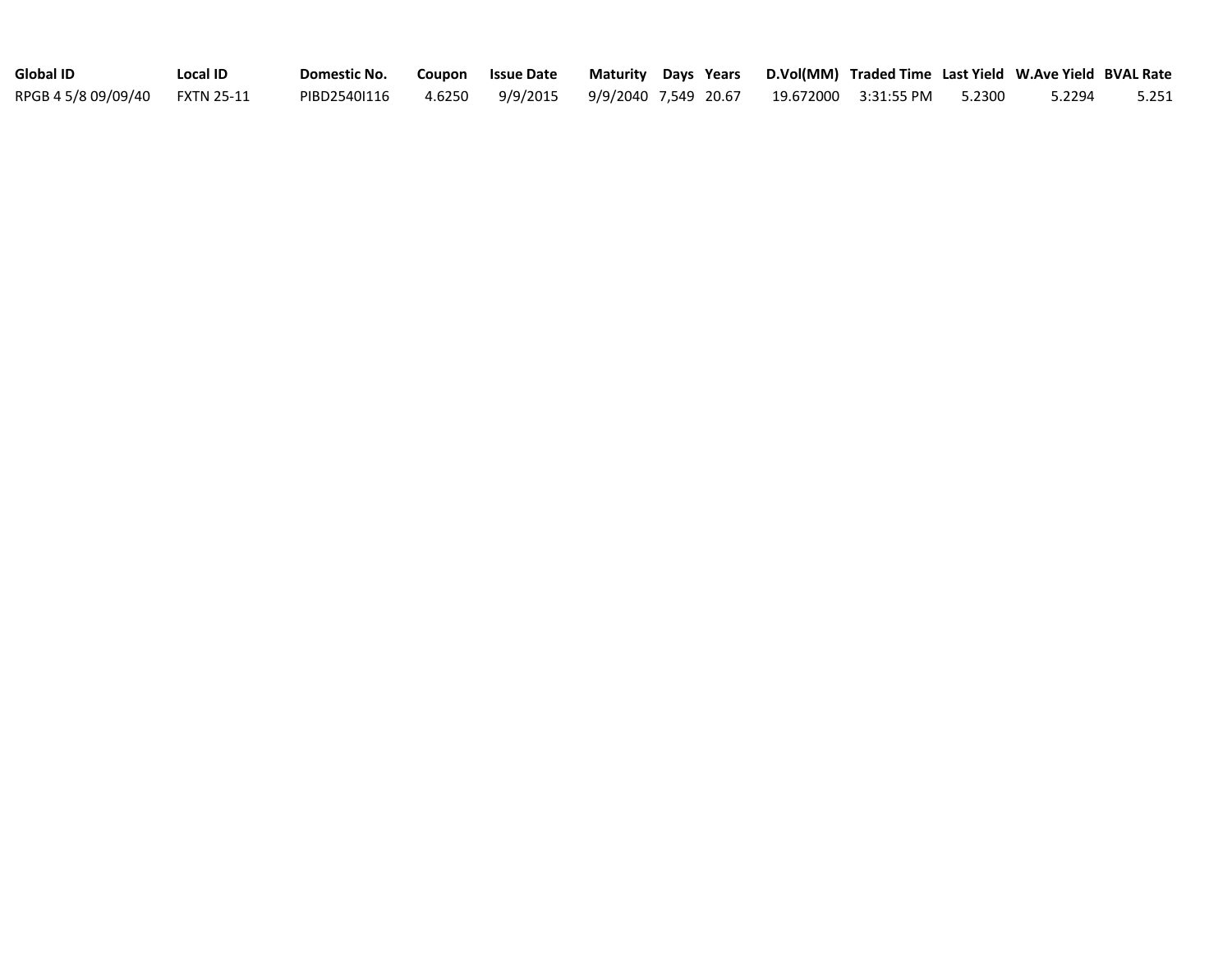| Global ID | Local ID | Domestic No. | Coupon | Issue Date | Maturity | Days | Years | D.Vol(MM) | Traded Time | Last Yield | W.Ave Yield | BVAL Rate |
|---|---|---|---|---|---|---|---|---|---|---|---|---|
| RPGB 4 5/8 09/09/40 | FXTN 25-11 | PIBD2540I116 | 4.6250 | 9/9/2015 | 9/9/2040 | 7,549 | 20.67 | 19.672000 | 3:31:55 PM | 5.2300 | 5.2294 | 5.251 |